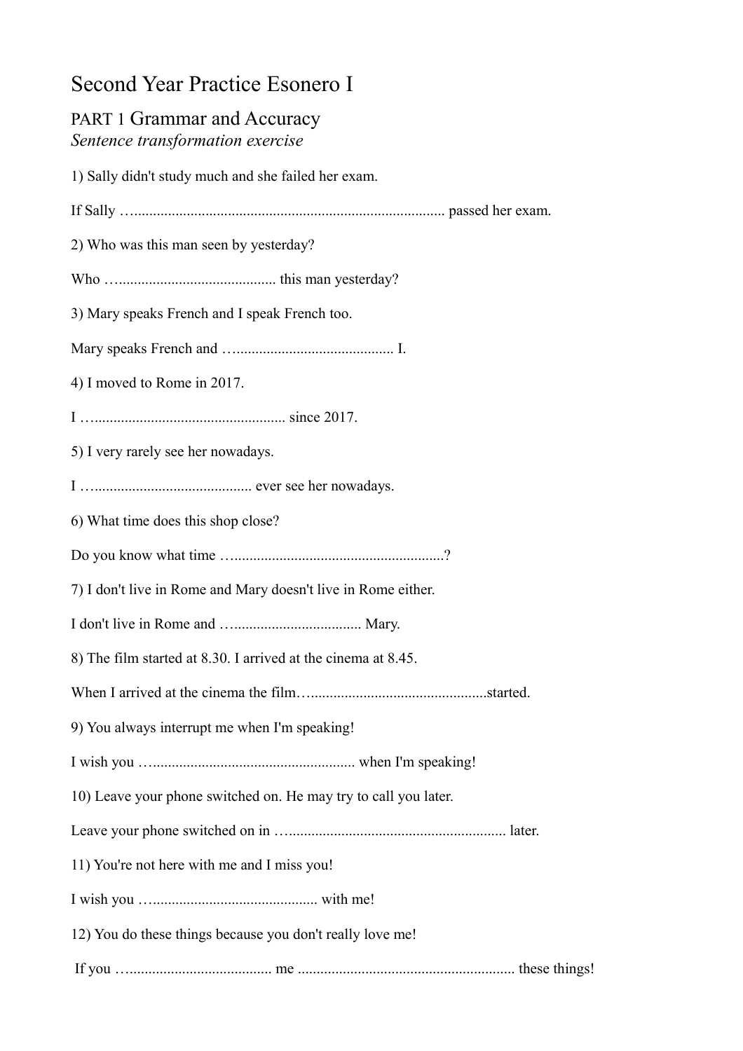# Second Year Practice Esonero I

## PART 1 Grammar and Accuracy

*Sentence transformation exercise*

1) Sally didn't study much and she failed her exam.

If Sally …................................................................................. passed her exam.

2) Who was this man seen by yesterday?

Who …......................................... this man yesterday?

3) Mary speaks French and I speak French too.

Mary speaks French and …......................................... I.

4) I moved to Rome in 2017.

I …................................................. since 2017.

5) I very rarely see her nowadays.

I …......................................... ever see her nowadays.

6) What time does this shop close?

Do you know what time ….......................................................?

7) I don't live in Rome and Mary doesn't live in Rome either.

I don't live in Rome and ….................................. Mary.

8) The film started at 8.30. I arrived at the cinema at 8.45.

When I arrived at the cinema the film…..............................................started.

9) You always interrupt me when I'm speaking!

I wish you …..................................................... when I'm speaking!

10) Leave your phone switched on. He may try to call you later.

Leave your phone switched on in …......................................................... later.

11) You're not here with me and I miss you!

I wish you …........................................... with me!

12) You do these things because you don't really love me!

If you …..................................... me ......................................................... these things!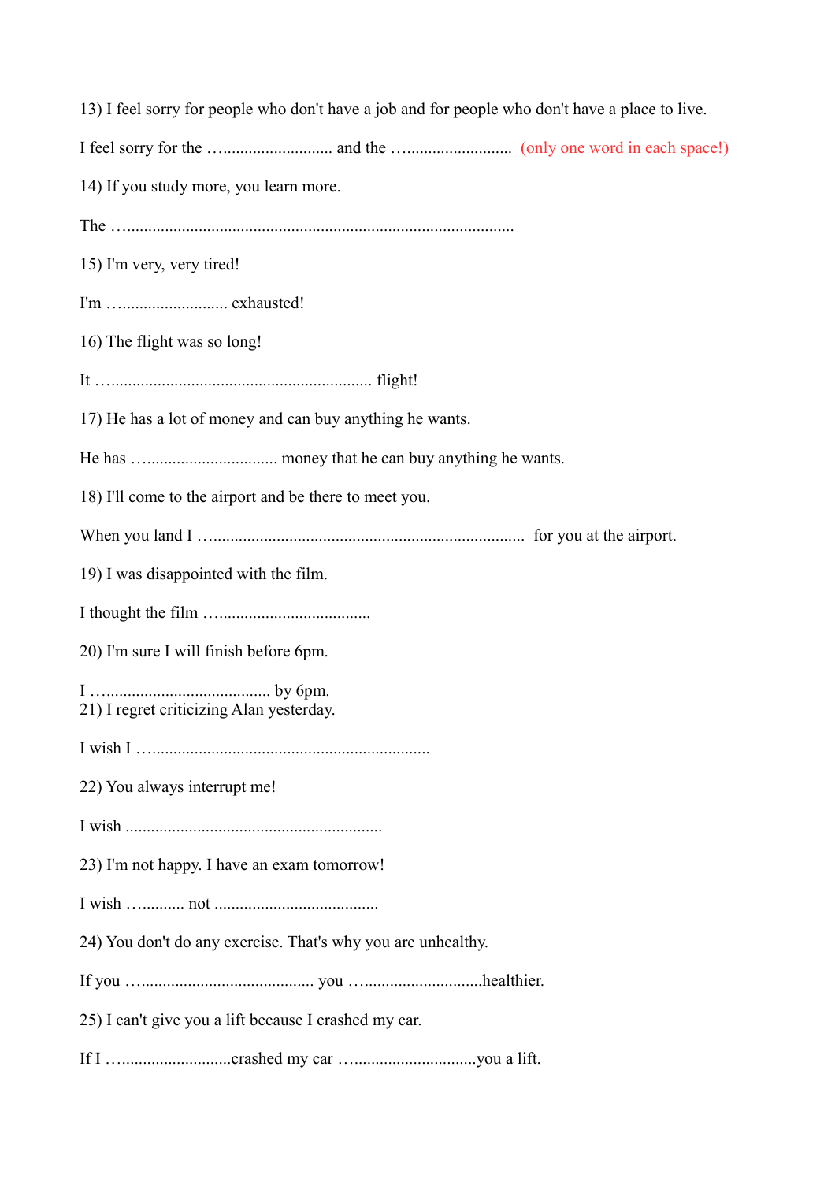13) I feel sorry for people who don't have a job and for people who don't have a place to live.

I feel sorry for the …......................... and the …......................... (only one word in each space!)

14) If you study more, you learn more.

The …..........................................................................................

15) I'm very, very tired!

I'm …......................... exhausted!

16) The flight was so long!

It …............................................................. flight!

17) He has a lot of money and can buy anything he wants.

He has …............................... money that he can buy anything he wants.

18) I'll come to the airport and be there to meet you.

When you land I …......................................................................... for you at the airport.

19) I was disappointed with the film.

I thought the film …...................................

20) I'm sure I will finish before 6pm.

I …...................................... by 6pm.

21) I regret criticizing Alan yesterday.

I wish I …...................................................................

22) You always interrupt me!

I wish ............................................................

23) I'm not happy. I have an exam tomorrow!

I wish …......... not ......................................

24) You don't do any exercise. That's why you are unhealthy.

If you …....................................... you …..........................healthier.

25) I can't give you a lift because I crashed my car.

If I ….........................crashed my car …............................you a lift.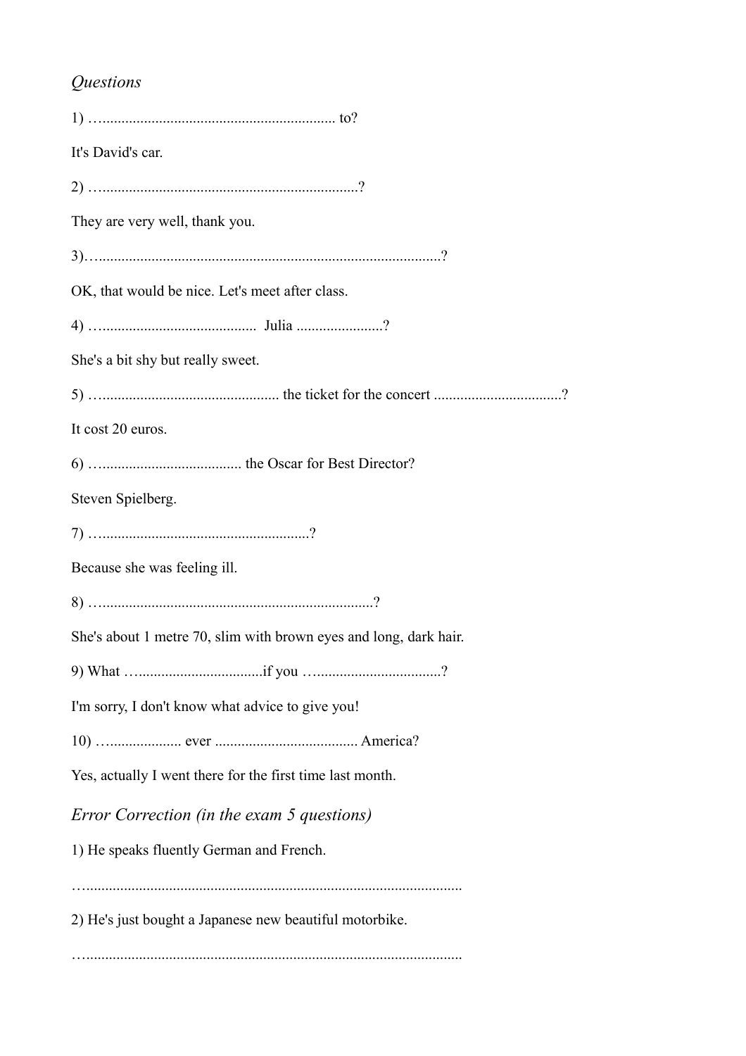*Questions*

1) …............................................................. to?

It's David's car.

2) …...................................................................?

They are very well, thank you.

3)…........................................................................................?

OK, that would be nice. Let's meet after class.

4) …......................................... Julia ......................?

She's a bit shy but really sweet.

5) …............................................... the ticket for the concert .................................?

It cost 20 euros.

6) …..................................... the Oscar for Best Director?

Steven Spielberg.

7) …......................................................?

Because she was feeling ill.

8) …........................................................................?

She's about 1 metre 70, slim with brown eyes and long, dark hair.

9) What …...............................if you …...............................?

I'm sorry, I don't know what advice to give you!

10) …................... ever ..................................... America?

Yes, actually I went there for the first time last month.

## *Error Correction (in the exam 5 questions)*

1) He speaks fluently German and French.

…..................................................................................................

2) He's just bought a Japanese new beautiful motorbike.

…..................................................................................................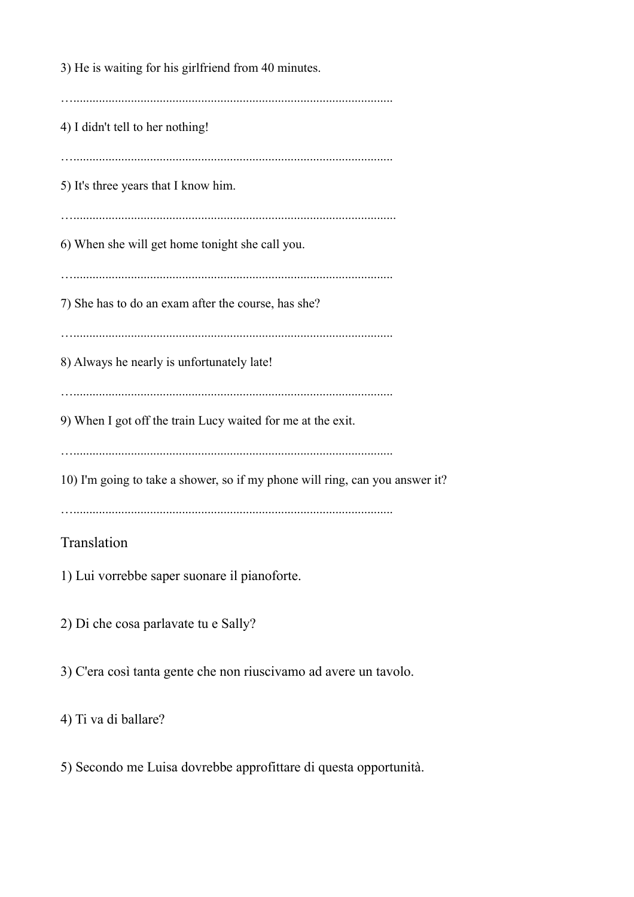3) He is waiting for his girlfriend from 40 minutes.

…....................................................................................................

4) I didn't tell to her nothing!

…....................................................................................................

5) It's three years that I know him.

…....................................................................................................

6) When she will get home tonight she call you.

…....................................................................................................

7) She has to do an exam after the course, has she?

…....................................................................................................

8) Always he nearly is unfortunately late!

…....................................................................................................

9) When I got off the train Lucy waited for me at the exit.

…....................................................................................................

10) I'm going to take a shower, so if my phone will ring, can you answer it?

…....................................................................................................

## Translation

1) Lui vorrebbe saper suonare il pianoforte.

2) Di che cosa parlavate tu e Sally?

3) C'era così tanta gente che non riuscivamo ad avere un tavolo.

4) Ti va di ballare?

5) Secondo me Luisa dovrebbe approfittare di questa opportunità.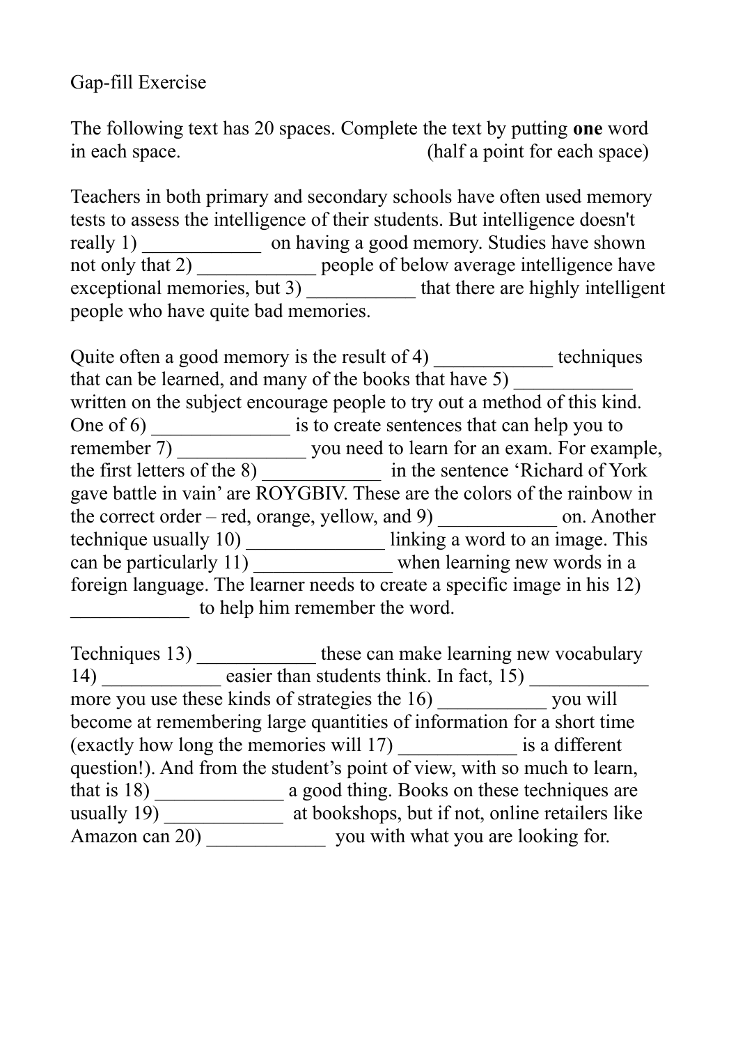Gap-fill Exercise

The following text has 20 spaces. Complete the text by putting **one** word in each space. (half a point for each space)

Teachers in both primary and secondary schools have often used memory tests to assess the intelligence of their students. But intelligence doesn't really 1) ____________ on having a good memory. Studies have shown not only that 2) ____________ people of below average intelligence have exceptional memories, but 3) ___________ that there are highly intelligent people who have quite bad memories.

Quite often a good memory is the result of 4) ____________ techniques that can be learned, and many of the books that have 5) ____________ written on the subject encourage people to try out a method of this kind. One of 6) ______________ is to create sentences that can help you to remember 7) _____________ you need to learn for an exam. For example, the first letters of the 8) ____________ in the sentence 'Richard of York gave battle in vain' are ROYGBIV. These are the colors of the rainbow in the correct order – red, orange, yellow, and 9) ____________ on. Another technique usually 10) ______________ linking a word to an image. This can be particularly 11) ______________ when learning new words in a foreign language. The learner needs to create a specific image in his 12) ____________ to help him remember the word.

Techniques 13) ____________ these can make learning new vocabulary 14) ____________ easier than students think. In fact, 15) ____________ more you use these kinds of strategies the 16) ___________ you will become at remembering large quantities of information for a short time (exactly how long the memories will 17) ____________ is a different question!). And from the student's point of view, with so much to learn, that is 18) _____________ a good thing. Books on these techniques are usually 19) ____________ at bookshops, but if not, online retailers like Amazon can 20) ____________ you with what you are looking for.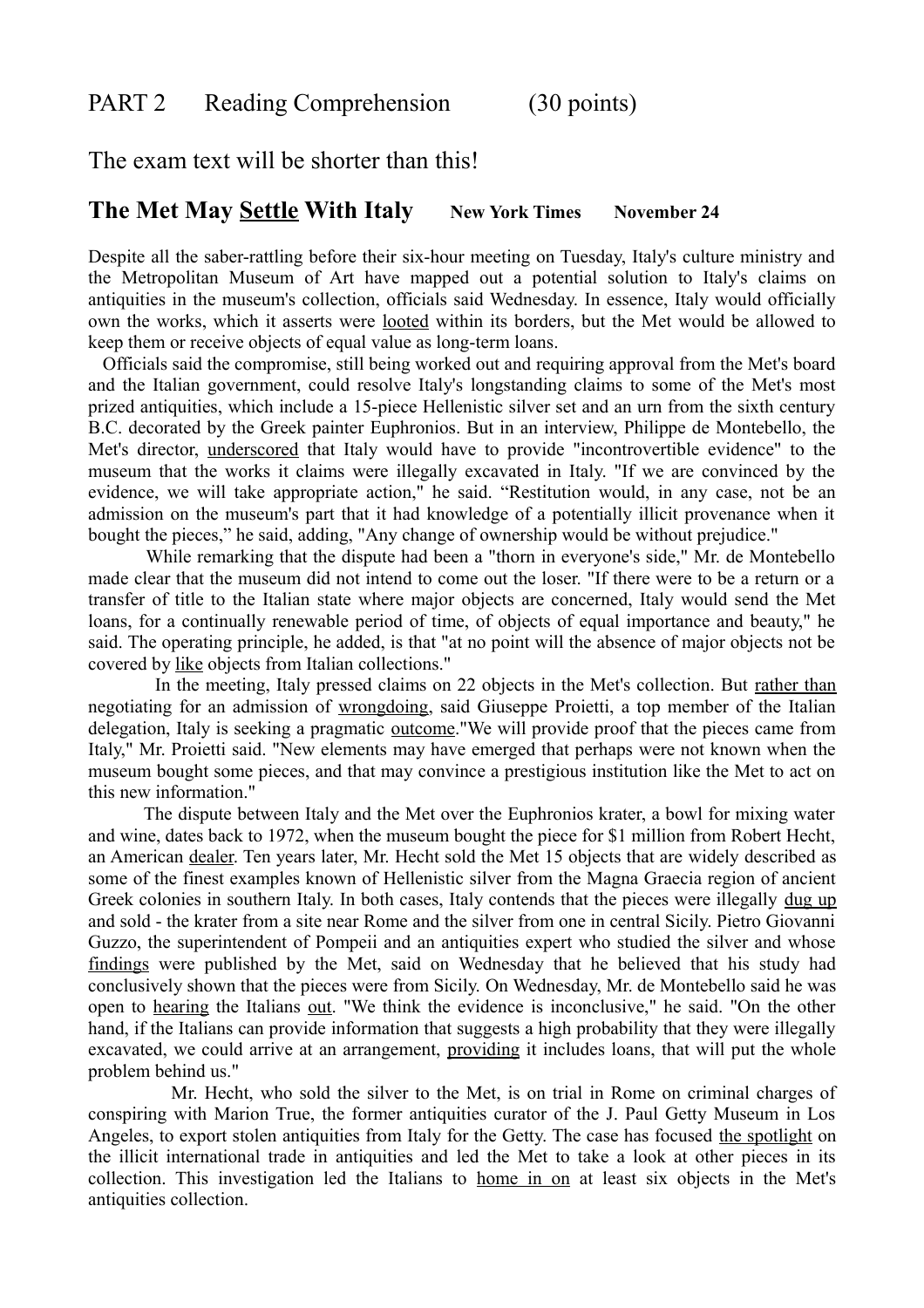## PART 2 Reading Comprehension (30 points)

The exam text will be shorter than this!

# The Met May Settle With Italy **New York Times November 24**

Despite all the saber-rattling before their six-hour meeting on Tuesday, Italy's culture ministry and the Metropolitan Museum of Art have mapped out a potential solution to Italy's claims on antiquities in the museum's collection, officials said Wednesday. In essence, Italy would officially own the works, which it asserts were looted within its borders, but the Met would be allowed to keep them or receive objects of equal value as long-term loans.

Officials said the compromise, still being worked out and requiring approval from the Met's board and the Italian government, could resolve Italy's longstanding claims to some of the Met's most prized antiquities, which include a 15-piece Hellenistic silver set and an urn from the sixth century B.C. decorated by the Greek painter Euphronios. But in an interview, Philippe de Montebello, the Met's director, underscored that Italy would have to provide "incontrovertible evidence" to the museum that the works it claims were illegally excavated in Italy. "If we are convinced by the evidence, we will take appropriate action," he said. "Restitution would, in any case, not be an admission on the museum's part that it had knowledge of a potentially illicit provenance when it bought the pieces," he said, adding, "Any change of ownership would be without prejudice."

While remarking that the dispute had been a "thorn in everyone's side," Mr. de Montebello made clear that the museum did not intend to come out the loser. "If there were to be a return or a transfer of title to the Italian state where major objects are concerned, Italy would send the Met loans, for a continually renewable period of time, of objects of equal importance and beauty," he said. The operating principle, he added, is that "at no point will the absence of major objects not be covered by like objects from Italian collections."

In the meeting, Italy pressed claims on 22 objects in the Met's collection. But rather than negotiating for an admission of wrongdoing, said Giuseppe Proietti, a top member of the Italian delegation, Italy is seeking a pragmatic outcome."We will provide proof that the pieces came from Italy," Mr. Proietti said. "New elements may have emerged that perhaps were not known when the museum bought some pieces, and that may convince a prestigious institution like the Met to act on this new information."

The dispute between Italy and the Met over the Euphronios krater, a bowl for mixing water and wine, dates back to 1972, when the museum bought the piece for $1 million from Robert Hecht, an American dealer. Ten years later, Mr. Hecht sold the Met 15 objects that are widely described as some of the finest examples known of Hellenistic silver from the Magna Graecia region of ancient Greek colonies in southern Italy. In both cases, Italy contends that the pieces were illegally dug up and sold - the krater from a site near Rome and the silver from one in central Sicily. Pietro Giovanni Guzzo, the superintendent of Pompeii and an antiquities expert who studied the silver and whose findings were published by the Met, said on Wednesday that he believed that his study had conclusively shown that the pieces were from Sicily. On Wednesday, Mr. de Montebello said he was open to hearing the Italians out. "We think the evidence is inconclusive," he said. "On the other hand, if the Italians can provide information that suggests a high probability that they were illegally excavated, we could arrive at an arrangement, providing it includes loans, that will put the whole problem behind us."

Mr. Hecht, who sold the silver to the Met, is on trial in Rome on criminal charges of conspiring with Marion True, the former antiquities curator of the J. Paul Getty Museum in Los Angeles, to export stolen antiquities from Italy for the Getty. The case has focused the spotlight on the illicit international trade in antiquities and led the Met to take a look at other pieces in its collection. This investigation led the Italians to home in on at least six objects in the Met's antiquities collection.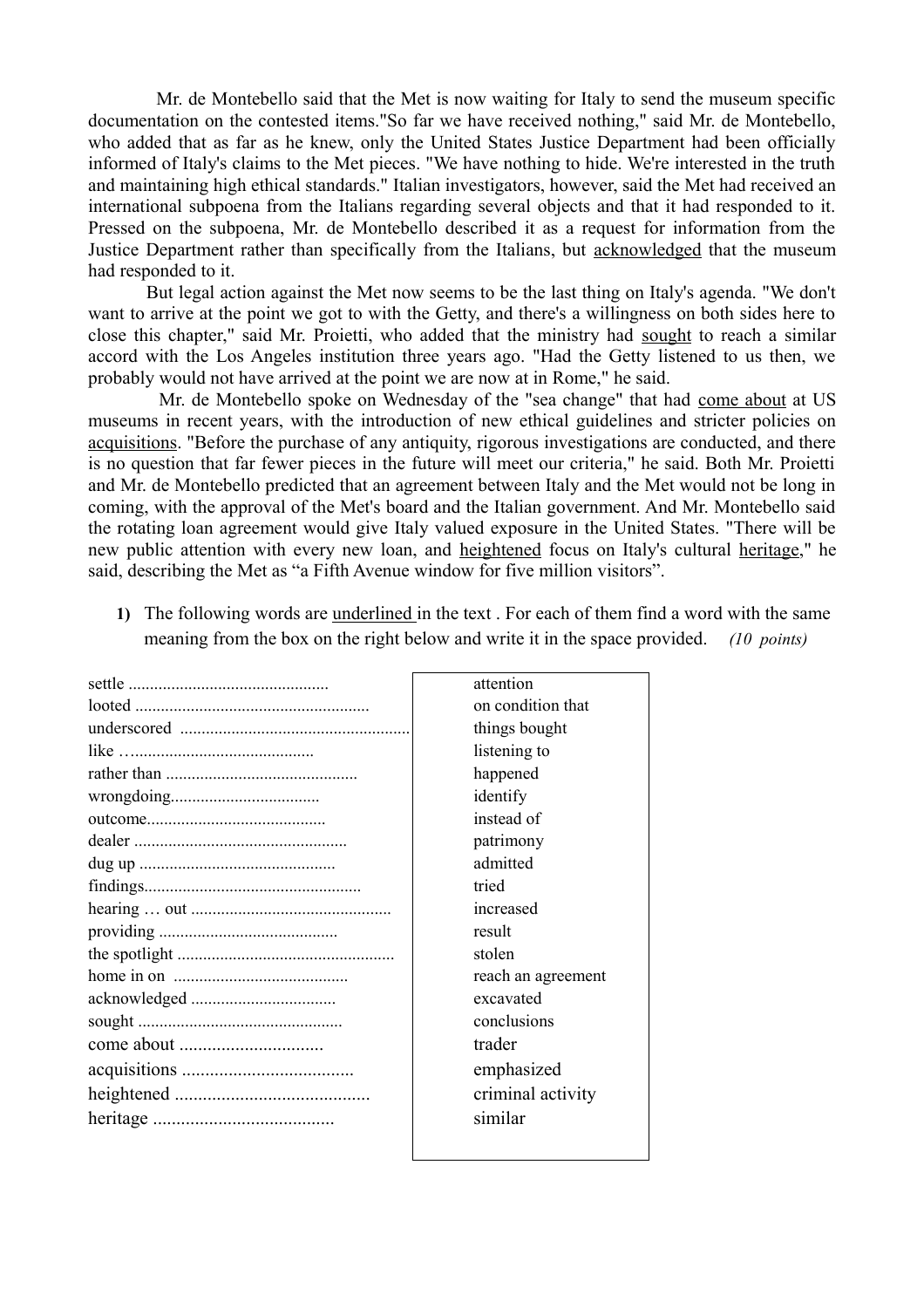Mr. de Montebello said that the Met is now waiting for Italy to send the museum specific documentation on the contested items."So far we have received nothing," said Mr. de Montebello, who added that as far as he knew, only the United States Justice Department had been officially informed of Italy's claims to the Met pieces. "We have nothing to hide. We're interested in the truth and maintaining high ethical standards." Italian investigators, however, said the Met had received an international subpoena from the Italians regarding several objects and that it had responded to it. Pressed on the subpoena, Mr. de Montebello described it as a request for information from the Justice Department rather than specifically from the Italians, but <u>acknowledged</u> that the museum had responded to it.

But legal action against the Met now seems to be the last thing on Italy's agenda. "We don't want to arrive at the point we got to with the Getty, and there's a willingness on both sides here to close this chapter," said Mr. Proietti, who added that the ministry had <u>sought</u> to reach a similar accord with the Los Angeles institution three years ago. "Had the Getty listened to us then, we probably would not have arrived at the point we are now at in Rome," he said.

Mr. de Montebello spoke on Wednesday of the "sea change" that had <u>come about</u> at US museums in recent years, with the introduction of new ethical guidelines and stricter policies on <u>acquisitions</u>. "Before the purchase of any antiquity, rigorous investigations are conducted, and there is no question that far fewer pieces in the future will meet our criteria," he said. Both Mr. Proietti and Mr. de Montebello predicted that an agreement between Italy and the Met would not be long in coming, with the approval of the Met's board and the Italian government. And Mr. Montebello said the rotating loan agreement would give Italy valued exposure in the United States. "There will be new public attention with every new loan, and <u>heightened</u> focus on Italy's cultural <u>heritage</u>," he said, describing the Met as "a Fifth Avenue window for five million visitors".

1) The following words are <u>underlined</u> in the text . For each of them find a word with the same meaning from the box on the right below and write it in the space provided. *(10 points)*

| Words | Box |
|---|---|
| settle .............................................. | attention |
| looted ...................................................... | on condition that |
| underscored ...................................................... | things bought |
| like …......................................... | listening to |
| rather than ............................................ | happened |
| wrongdoing.................................. | identify |
| outcome......................................... | instead of |
| dealer ................................................. | patrimony |
| dug up ............................................. | admitted |
| findings.................................................. | tried |
| hearing … out .............................................. | increased |
| providing ......................................... | result |
| the spotlight .................................................. | stolen |
| home in on ........................................ | reach an agreement |
| acknowledged ................................. | excavated |
| sought ............................................... | conclusions |
| come about .............................. | trader |
| acquisitions .................................... | emphasized |
| heightened .......................................... | criminal activity |
| heritage ....................................... | similar |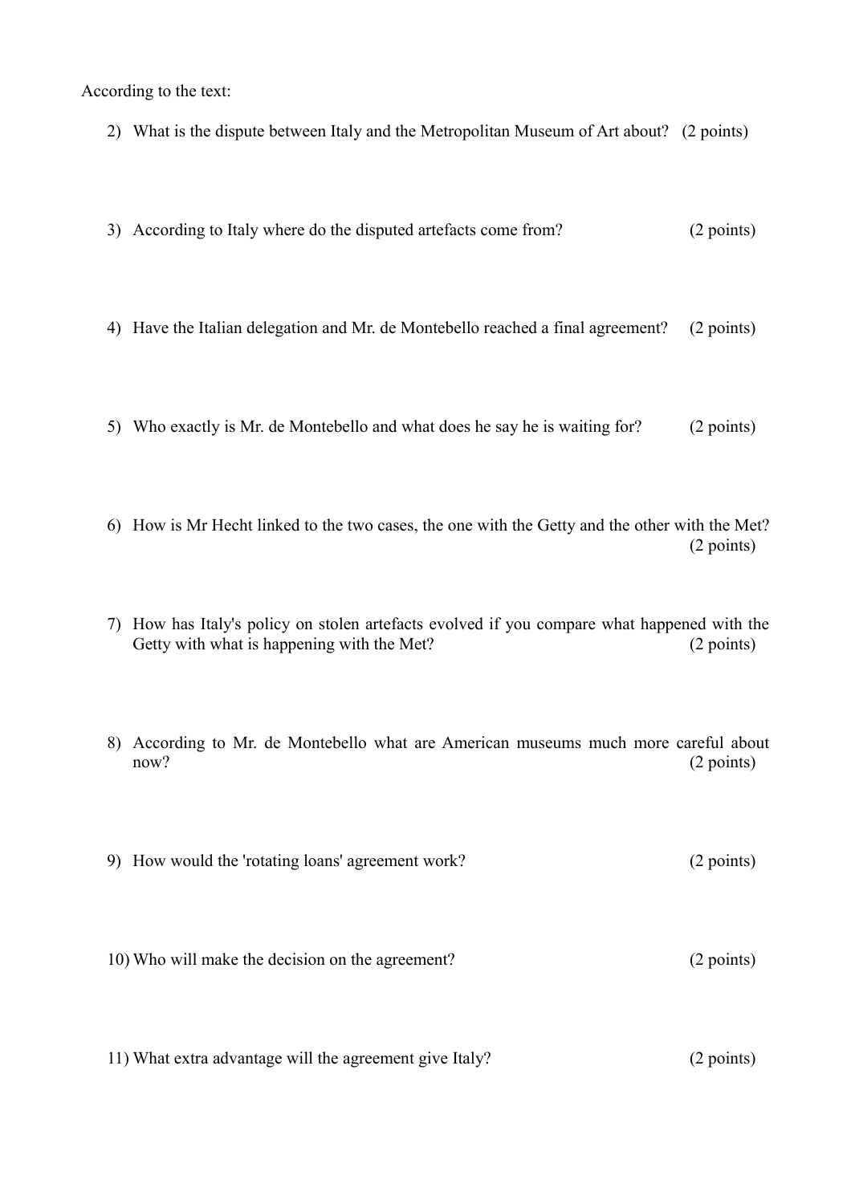According to the text:

2) What is the dispute between Italy and the Metropolitan Museum of Art about? (2 points)

3) According to Italy where do the disputed artefacts come from? (2 points)

4) Have the Italian delegation and Mr. de Montebello reached a final agreement? (2 points)

5) Who exactly is Mr. de Montebello and what does he say he is waiting for? (2 points)

6) How is Mr Hecht linked to the two cases, the one with the Getty and the other with the Met? (2 points)

7) How has Italy's policy on stolen artefacts evolved if you compare what happened with the Getty with what is happening with the Met? (2 points)

8) According to Mr. de Montebello what are American museums much more careful about now? (2 points)

9) How would the 'rotating loans' agreement work? (2 points)

10) Who will make the decision on the agreement? (2 points)

11) What extra advantage will the agreement give Italy? (2 points)